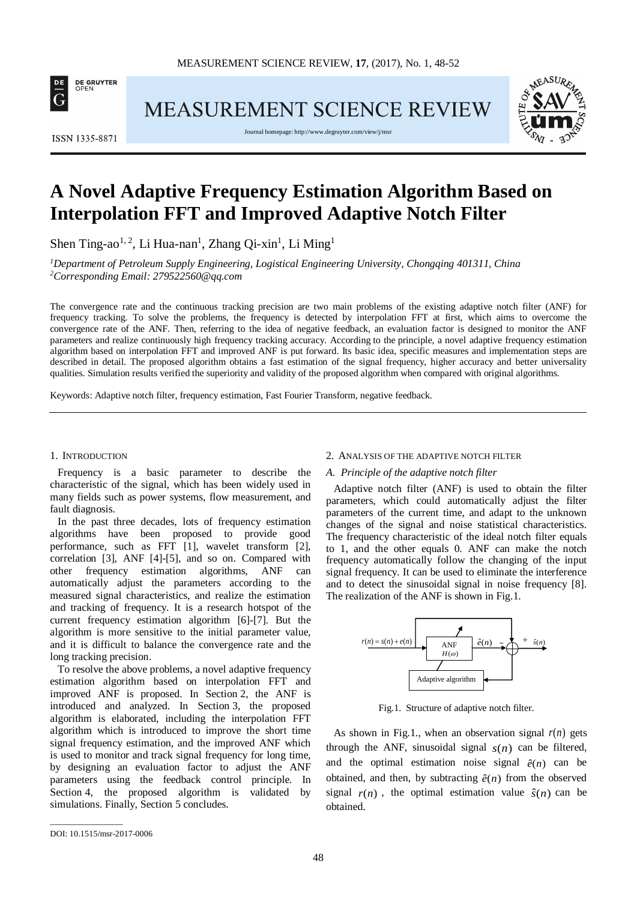# A Novel Adaptive Frequency Estimation Algorithm Based on Interpolation FFT and Improved Adaptive Notch Filter

Shen Ting-ao[1, 2], Li Hua-nan[1], Zhang Qi-xin[1], Li Ming[1]

[1]*Department of Petroleum Supply Engineering, Logistical Engineering University, Chongqing 401311, China*
[2]*Corresponding Email: 279522560@qq.com*

The convergence rate and the continuous tracking precision are two main problems of the existing adaptive notch filter (ANF) for frequency tracking. To solve the problems, the frequency is detected by interpolation FFT at first, which aims to overcome the convergence rate of the ANF. Then, referring to the idea of negative feedback, an evaluation factor is designed to monitor the ANF parameters and realize continuously high frequency tracking accuracy. According to the principle, a novel adaptive frequency estimation algorithm based on interpolation FFT and improved ANF is put forward. Its basic idea, specific measures and implementation steps are described in detail. The proposed algorithm obtains a fast estimation of the signal frequency, higher accuracy and better universality qualities. Simulation results verified the superiority and validity of the proposed algorithm when compared with original algorithms.

Keywords: Adaptive notch filter, frequency estimation, Fast Fourier Transform, negative feedback.

## 1. INTRODUCTION

Frequency is a basic parameter to describe the characteristic of the signal, which has been widely used in many fields such as power systems, flow measurement, and fault diagnosis.

In the past three decades, lots of frequency estimation algorithms have been proposed to provide good performance, such as FFT [1], wavelet transform [2], correlation [3], ANF [4]-[5], and so on. Compared with other frequency estimation algorithms, ANF can automatically adjust the parameters according to the measured signal characteristics, and realize the estimation and tracking of frequency. It is a research hotspot of the current frequency estimation algorithm [6]-[7]. But the algorithm is more sensitive to the initial parameter value, and it is difficult to balance the convergence rate and the long tracking precision.

To resolve the above problems, a novel adaptive frequency estimation algorithm based on interpolation FFT and improved ANF is proposed. In Section 2, the ANF is introduced and analyzed. In Section 3, the proposed algorithm is elaborated, including the interpolation FFT algorithm which is introduced to improve the short time signal frequency estimation, and the improved ANF which is used to monitor and track signal frequency for long time, by designing an evaluation factor to adjust the ANF parameters using the feedback control principle. In Section 4, the proposed algorithm is validated by simulations. Finally, Section 5 concludes.

## 2. ANALYSIS OF THE ADAPTIVE NOTCH FILTER

### *A. Principle of the adaptive notch filter*

Adaptive notch filter (ANF) is used to obtain the filter parameters, which could automatically adjust the filter parameters of the current time, and adapt to the unknown changes of the signal and noise statistical characteristics. The frequency characteristic of the ideal notch filter equals to 1, and the other equals 0. ANF can make the notch frequency automatically follow the changing of the input signal frequency. It can be used to eliminate the interference and to detect the sinusoidal signal in noise frequency [8]. The realization of the ANF is shown in Fig.1.

$r(n) = s(n) + e(n)$

ANF $H(\omega)$

$\hat{e}(n)$

−

+

$\hat{s}(n)$

Adaptive algorithm

Fig.1. Structure of adaptive notch filter.

As shown in Fig.1., when an observation signal $r(n)$ gets through the ANF, sinusoidal signal $s(n)$ can be filtered, and the optimal estimation noise signal $\hat{e}(n)$ can be obtained, and then, by subtracting $\hat{e}(n)$ from the observed signal $r(n)$, the optimal estimation value $\hat{s}(n)$ can be obtained.

DOI: 10.1515/msr-2017-0006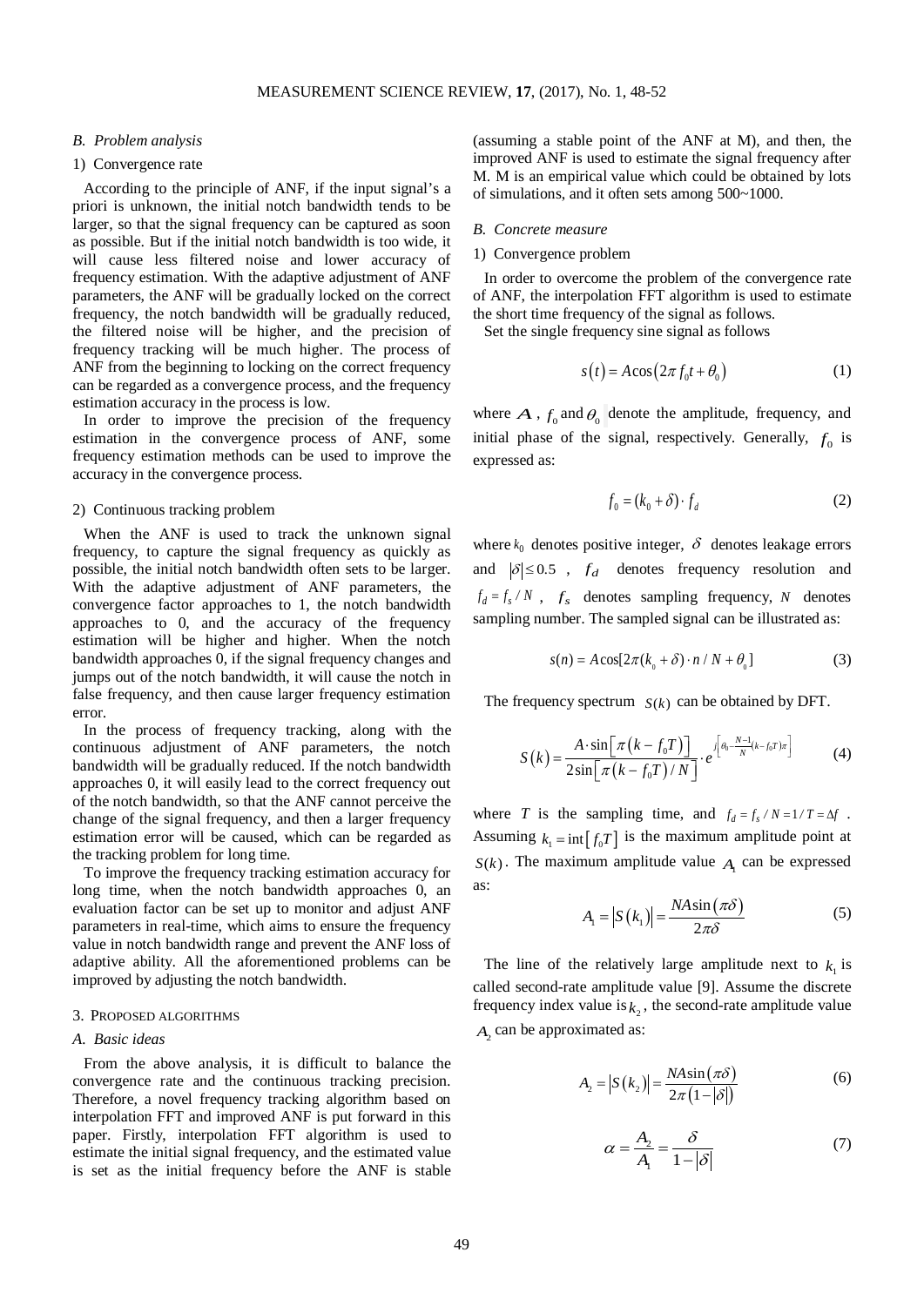### B. Problem analysis

1) Convergence rate

According to the principle of ANF, if the input signal's a priori is unknown, the initial notch bandwidth tends to be larger, so that the signal frequency can be captured as soon as possible. But if the initial notch bandwidth is too wide, it will cause less filtered noise and lower accuracy of frequency estimation. With the adaptive adjustment of ANF parameters, the ANF will be gradually locked on the correct frequency, the notch bandwidth will be gradually reduced, the filtered noise will be higher, and the precision of frequency tracking will be much higher. The process of ANF from the beginning to locking on the correct frequency can be regarded as a convergence process, and the frequency estimation accuracy in the process is low.

In order to improve the precision of the frequency estimation in the convergence process of ANF, some frequency estimation methods can be used to improve the accuracy in the convergence process.

2) Continuous tracking problem

When the ANF is used to track the unknown signal frequency, to capture the signal frequency as quickly as possible, the initial notch bandwidth often sets to be larger. With the adaptive adjustment of ANF parameters, the convergence factor approaches to 1, the notch bandwidth approaches to 0, and the accuracy of the frequency estimation will be higher and higher. When the notch bandwidth approaches 0, if the signal frequency changes and jumps out of the notch bandwidth, it will cause the notch in false frequency, and then cause larger frequency estimation error.

In the process of frequency tracking, along with the continuous adjustment of ANF parameters, the notch bandwidth will be gradually reduced. If the notch bandwidth approaches 0, it will easily lead to the correct frequency out of the notch bandwidth, so that the ANF cannot perceive the change of the signal frequency, and then a larger frequency estimation error will be caused, which can be regarded as the tracking problem for long time.

To improve the frequency tracking estimation accuracy for long time, when the notch bandwidth approaches 0, an evaluation factor can be set up to monitor and adjust ANF parameters in real-time, which aims to ensure the frequency value in notch bandwidth range and prevent the ANF loss of adaptive ability. All the aforementioned problems can be improved by adjusting the notch bandwidth.

## 3. Proposed algorithms

### A. Basic ideas

From the above analysis, it is difficult to balance the convergence rate and the continuous tracking precision. Therefore, a novel frequency tracking algorithm based on interpolation FFT and improved ANF is put forward in this paper. Firstly, interpolation FFT algorithm is used to estimate the initial signal frequency, and the estimated value is set as the initial frequency before the ANF is stable (assuming a stable point of the ANF at M), and then, the improved ANF is used to estimate the signal frequency after M. M is an empirical value which could be obtained by lots of simulations, and it often sets among 500~1000.

### B. Concrete measure

1) Convergence problem

In order to overcome the problem of the convergence rate of ANF, the interpolation FFT algorithm is used to estimate the short time frequency of the signal as follows.

Set the single frequency sine signal as follows

$$s(t) = A\cos\left(2\pi f_0 t + \theta_0\right) \tag{1}$$

where $A$, $f_0$ and $\theta_0$ denote the amplitude, frequency, and initial phase of the signal, respectively. Generally, $f_0$ is expressed as:

$$f_0 = (k_0 + \delta)\cdot f_d \tag{2}$$

where $k_0$ denotes positive integer, $\delta$ denotes leakage errors and $|\delta| \le 0.5$, $f_d$ denotes frequency resolution and $f_d = f_s / N$, $f_s$ denotes sampling frequency, $N$ denotes sampling number. The sampled signal can be illustrated as:

$$s(n) = A\cos[2\pi(k_0 + \delta)\cdot n / N + \theta_0] \tag{3}$$

The frequency spectrum $S(k)$ can be obtained by DFT.

$$S(k) = \frac{A\cdot\sin\left[\pi\left(k - f_0 T\right)\right]}{2\sin\left[\pi\left(k - f_0 T\right)/N\right]}\cdot e^{j\left[\theta_0 - \frac{N-1}{N}(k - f_0 T)\pi\right]} \tag{4}$$

where $T$ is the sampling time, and $f_d = f_s / N = 1/T = \Delta f$. Assuming $k_1 = \text{int}\left[f_0 T\right]$ is the maximum amplitude point at $S(k)$. The maximum amplitude value $A_1$ can be expressed as:

$$A_1 = \left|S\left(k_1\right)\right| = \frac{NA\sin\left(\pi\delta\right)}{2\pi\delta} \tag{5}$$

The line of the relatively large amplitude next to $k_1$ is called second-rate amplitude value [9]. Assume the discrete frequency index value is $k_2$, the second-rate amplitude value $A_2$ can be approximated as:

$$A_2 = \left|S\left(k_2\right)\right| = \frac{NA\sin\left(\pi\delta\right)}{2\pi\left(1-|\delta|\right)} \tag{6}$$

$$\alpha = \frac{A_2}{A_1} = \frac{\delta}{1-|\delta|} \tag{7}$$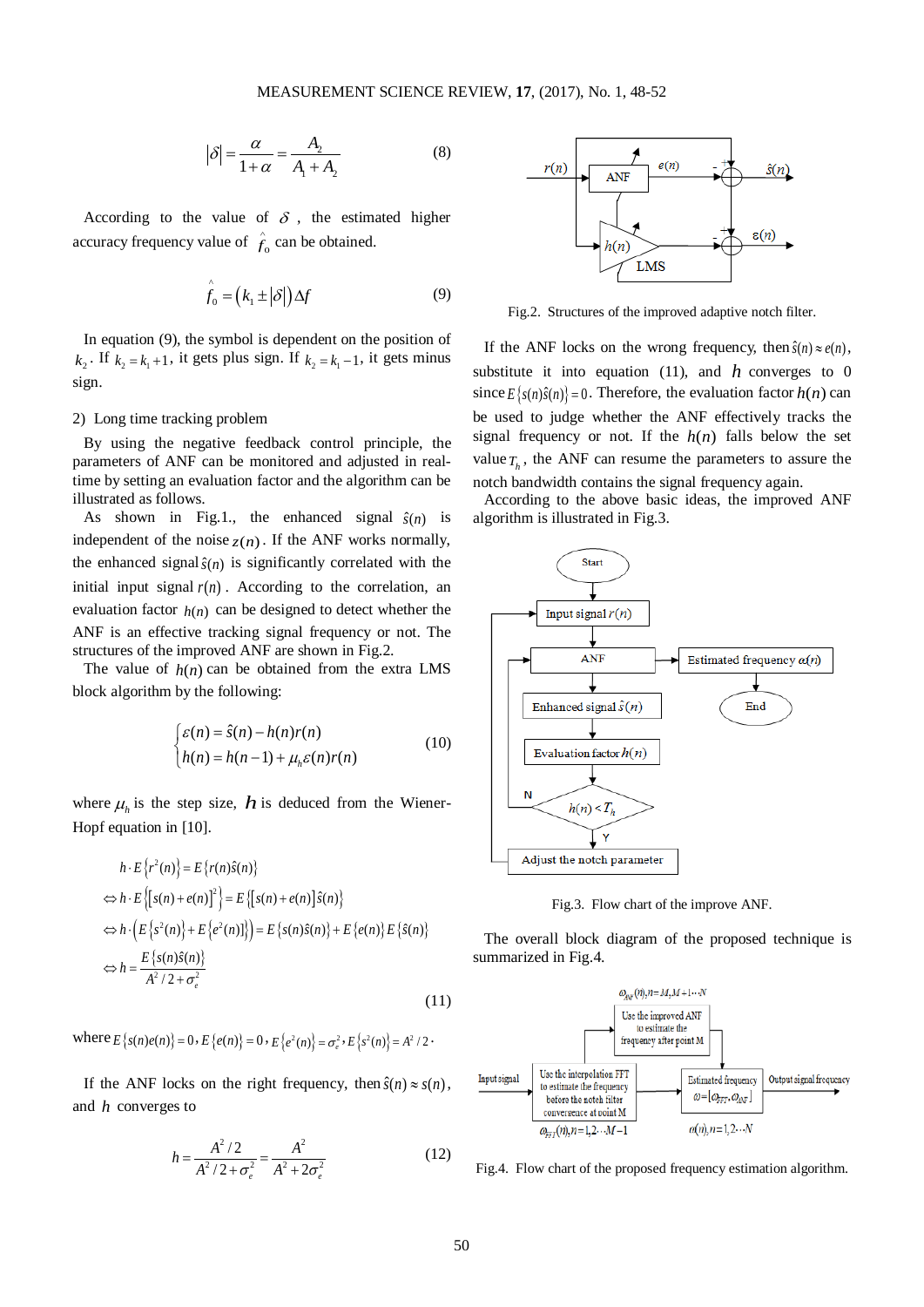$$|\delta| = \frac{\alpha}{1+\alpha} = \frac{A_2}{A_1 + A_2} \tag{8}$$

According to the value of $\delta$, the estimated higher accuracy frequency value of $\hat{f}_0$ can be obtained.

$$\hat{f}_0 = \left(k_1 \pm |\delta|\right)\Delta f \tag{9}$$

In equation (9), the symbol is dependent on the position of $k_2$. If $k_2 = k_1 + 1$, it gets plus sign. If $k_2 = k_1 - 1$, it gets minus sign.

2) Long time tracking problem

By using the negative feedback control principle, the parameters of ANF can be monitored and adjusted in real-time by setting an evaluation factor and the algorithm can be illustrated as follows.

As shown in Fig.1., the enhanced signal $\hat{s}(n)$ is independent of the noise $z(n)$. If the ANF works normally, the enhanced signal $\hat{s}(n)$ is significantly correlated with the initial input signal $r(n)$. According to the correlation, an evaluation factor $h(n)$ can be designed to detect whether the ANF is an effective tracking signal frequency or not. The structures of the improved ANF are shown in Fig.2.

The value of $h(n)$ can be obtained from the extra LMS block algorithm by the following:

$$\begin{cases} \varepsilon(n) = \hat{s}(n) - h(n)r(n) \\ h(n) = h(n-1) + \mu_h \varepsilon(n) r(n) \end{cases} \tag{10}$$

where $\mu_h$ is the step size, $h$ is deduced from the Wiener-Hopf equation in [10].

$$\begin{aligned}
& h \cdot E\left\{r^2(n)\right\} = E\left\{r(n)\hat{s}(n)\right\} \\
\Leftrightarrow\ & h \cdot E\left\{\left[s(n)+e(n)\right]^2\right\} = E\left\{\left[s(n)+e(n)\right]\hat{s}(n)\right\} \\
\Leftrightarrow\ & h \cdot \left(E\left\{s^2(n)\right\} + E\left\{e^2(n)\right\}\right) = E\left\{s(n)\hat{s}(n)\right\} + E\left\{e(n)\right\}E\left\{\hat{s}(n)\right\} \\
\Leftrightarrow\ & h = \frac{E\left\{s(n)\hat{s}(n)\right\}}{A^2/2 + \sigma_e^2}
\end{aligned} \tag{11}$$

where $E\left\{s(n)e(n)\right\} = 0$, $E\left\{e(n)\right\} = 0$, $E\left\{e^2(n)\right\} = \sigma_e^2$, $E\left\{s^2(n)\right\} = A^2/2$.

If the ANF locks on the right frequency, then $\hat{s}(n) \approx s(n)$, and $h$ converges to

$$h = \frac{A^2/2}{A^2/2 + \sigma_e^2} = \frac{A^2}{A^2 + 2\sigma_e^2} \tag{12}$$

Fig.2. Structures of the improved adaptive notch filter.

If the ANF locks on the wrong frequency, then $\hat{s}(n) \approx e(n)$, substitute it into equation (11), and $h$ converges to 0 since $E\left\{s(n)\hat{s}(n)\right\} = 0$. Therefore, the evaluation factor $h(n)$ can be used to judge whether the ANF effectively tracks the signal frequency or not. If the $h(n)$ falls below the set value $T_h$, the ANF can resume the parameters to assure the notch bandwidth contains the signal frequency again.

According to the above basic ideas, the improved ANF algorithm is illustrated in Fig.3.

Fig.3. Flow chart of the improve ANF.

The overall block diagram of the proposed technique is summarized in Fig.4.

Fig.4. Flow chart of the proposed frequency estimation algorithm.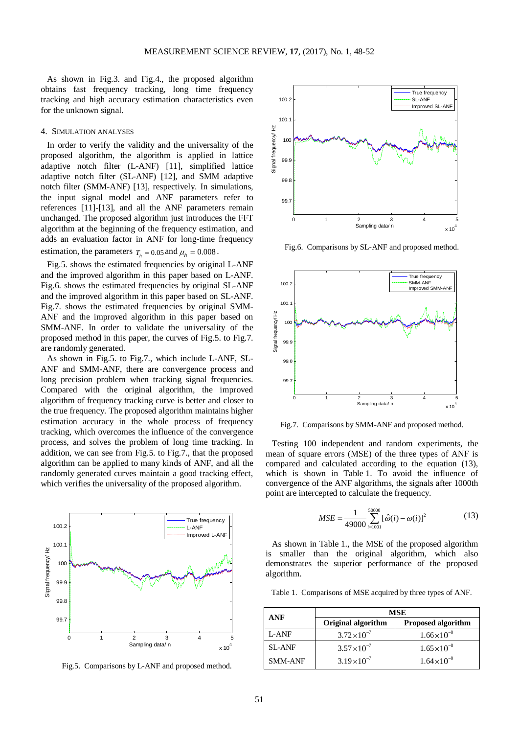As shown in Fig.3. and Fig.4., the proposed algorithm obtains fast frequency tracking, long time frequency tracking and high accuracy estimation characteristics even for the unknown signal.

## 4. SIMULATION ANALYSES

In order to verify the validity and the universality of the proposed algorithm, the algorithm is applied in lattice adaptive notch filter (L-ANF) [11], simplified lattice adaptive notch filter (SL-ANF) [12], and SMM adaptive notch filter (SMM-ANF) [13], respectively. In simulations, the input signal model and ANF parameters refer to references [11]-[13], and all the ANF parameters remain unchanged. The proposed algorithm just introduces the FFT algorithm at the beginning of the frequency estimation, and adds an evaluation factor in ANF for long-time frequency estimation, the parameters $T_h = 0.05$ and $\mu_h = 0.008$.

Fig.5. shows the estimated frequencies by original L-ANF and the improved algorithm in this paper based on L-ANF. Fig.6. shows the estimated frequencies by original SL-ANF and the improved algorithm in this paper based on SL-ANF. Fig.7. shows the estimated frequencies by original SMM-ANF and the improved algorithm in this paper based on SMM-ANF. In order to validate the universality of the proposed method in this paper, the curves of Fig.5. to Fig.7. are randomly generated.

As shown in Fig.5. to Fig.7., which include L-ANF, SL-ANF and SMM-ANF, there are convergence process and long precision problem when tracking signal frequencies. Compared with the original algorithm, the improved algorithm of frequency tracking curve is better and closer to the true frequency. The proposed algorithm maintains higher estimation accuracy in the whole process of frequency tracking, which overcomes the influence of the convergence process, and solves the problem of long time tracking. In addition, we can see from Fig.5. to Fig.7., that the proposed algorithm can be applied to many kinds of ANF, and all the randomly generated curves maintain a good tracking effect, which verifies the universality of the proposed algorithm.

Fig.5. Comparisons by L-ANF and proposed method.

Fig.6. Comparisons by SL-ANF and proposed method.

Fig.7. Comparisons by SMM-ANF and proposed method.

Testing 100 independent and random experiments, the mean of square errors (MSE) of the three types of ANF is compared and calculated according to the equation (13), which is shown in Table 1. To avoid the influence of convergence of the ANF algorithms, the signals after 1000th point are intercepted to calculate the frequency.

$$MSE = \frac{1}{49000}\sum_{i=1001}^{50000}[\hat{\omega}(i) - \omega(i)]^2 \tag{13}$$

As shown in Table 1., the MSE of the proposed algorithm is smaller than the original algorithm, which also demonstrates the superior performance of the proposed algorithm.

Table 1. Comparisons of MSE acquired by three types of ANF.

| ANF | MSE | |
|---|---|---|
| | **Original algorithm** | **Proposed algorithm** |
| L-ANF | $3.72\times10^{-7}$ | $1.66\times10^{-8}$ |
| SL-ANF | $3.57\times10^{-7}$ | $1.65\times10^{-8}$ |
| SMM-ANF | $3.19\times10^{-7}$ | $1.64\times10^{-8}$ |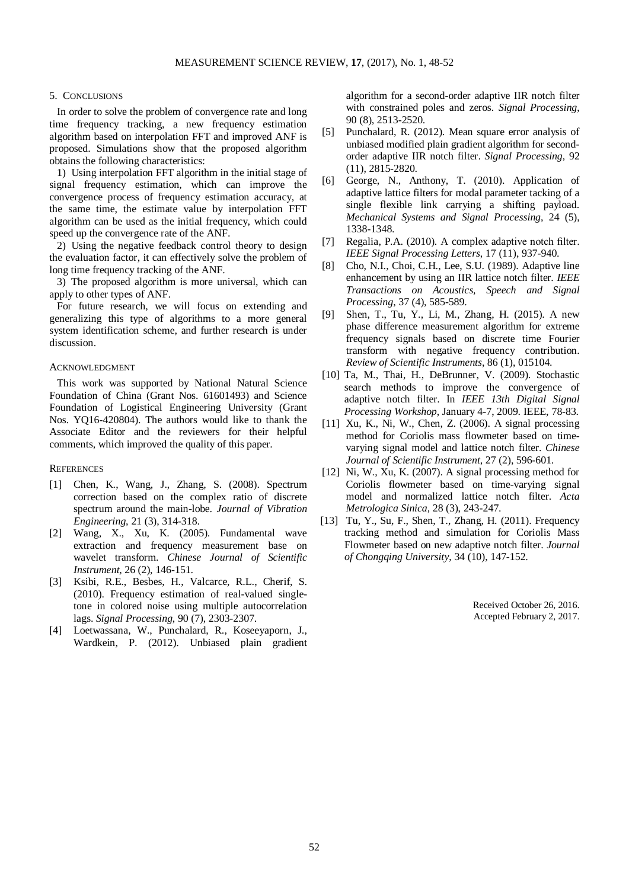## 5. Conclusions

In order to solve the problem of convergence rate and long time frequency tracking, a new frequency estimation algorithm based on interpolation FFT and improved ANF is proposed. Simulations show that the proposed algorithm obtains the following characteristics:

1) Using interpolation FFT algorithm in the initial stage of signal frequency estimation, which can improve the convergence process of frequency estimation accuracy, at the same time, the estimate value by interpolation FFT algorithm can be used as the initial frequency, which could speed up the convergence rate of the ANF.

2) Using the negative feedback control theory to design the evaluation factor, it can effectively solve the problem of long time frequency tracking of the ANF.

3) The proposed algorithm is more universal, which can apply to other types of ANF.

For future research, we will focus on extending and generalizing this type of algorithms to a more general system identification scheme, and further research is under discussion.

## Acknowledgment

This work was supported by National Natural Science Foundation of China (Grant Nos. 61601493) and Science Foundation of Logistical Engineering University (Grant Nos. YQ16-420804). The authors would like to thank the Associate Editor and the reviewers for their helpful comments, which improved the quality of this paper.

## References

[1] Chen, K., Wang, J., Zhang, S. (2008). Spectrum correction based on the complex ratio of discrete spectrum around the main-lobe. *Journal of Vibration Engineering*, 21 (3), 314-318.

[2] Wang, X., Xu, K. (2005). Fundamental wave extraction and frequency measurement base on wavelet transform. *Chinese Journal of Scientific Instrument*, 26 (2), 146-151.

[3] Ksibi, R.E., Besbes, H., Valcarce, R.L., Cherif, S. (2010). Frequency estimation of real-valued single-tone in colored noise using multiple autocorrelation lags. *Signal Processing*, 90 (7), 2303-2307.

[4] Loetwassana, W., Punchalard, R., Koseeyaporn, J., Wardkein, P. (2012). Unbiased plain gradient algorithm for a second-order adaptive IIR notch filter with constrained poles and zeros. *Signal Processing*, 90 (8), 2513-2520.

[5] Punchalard, R. (2012). Mean square error analysis of unbiased modified plain gradient algorithm for second-order adaptive IIR notch filter. *Signal Processing*, 92 (11), 2815-2820.

[6] George, N., Anthony, T. (2010). Application of adaptive lattice filters for modal parameter tacking of a single flexible link carrying a shifting payload. *Mechanical Systems and Signal Processing*, 24 (5), 1338-1348.

[7] Regalia, P.A. (2010). A complex adaptive notch filter. *IEEE Signal Processing Letters*, 17 (11), 937-940.

[8] Cho, N.I., Choi, C.H., Lee, S.U. (1989). Adaptive line enhancement by using an IIR lattice notch filter. *IEEE Transactions on Acoustics, Speech and Signal Processing*, 37 (4), 585-589.

[9] Shen, T., Tu, Y., Li, M., Zhang, H. (2015). A new phase difference measurement algorithm for extreme frequency signals based on discrete time Fourier transform with negative frequency contribution. *Review of Scientific Instruments*, 86 (1), 015104.

[10] Ta, M., Thai, H., DeBrunner, V. (2009). Stochastic search methods to improve the convergence of adaptive notch filter. In *IEEE 13th Digital Signal Processing Workshop*, January 4-7, 2009. IEEE, 78-83.

[11] Xu, K., Ni, W., Chen, Z. (2006). A signal processing method for Coriolis mass flowmeter based on time-varying signal model and lattice notch filter. *Chinese Journal of Scientific Instrument*, 27 (2), 596-601.

[12] Ni, W., Xu, K. (2007). A signal processing method for Coriolis flowmeter based on time-varying signal model and normalized lattice notch filter. *Acta Metrologica Sinica*, 28 (3), 243-247.

[13] Tu, Y., Su, F., Shen, T., Zhang, H. (2011). Frequency tracking method and simulation for Coriolis Mass Flowmeter based on new adaptive notch filter. *Journal of Chongqing University*, 34 (10), 147-152.

Received October 26, 2016.
Accepted February 2, 2017.